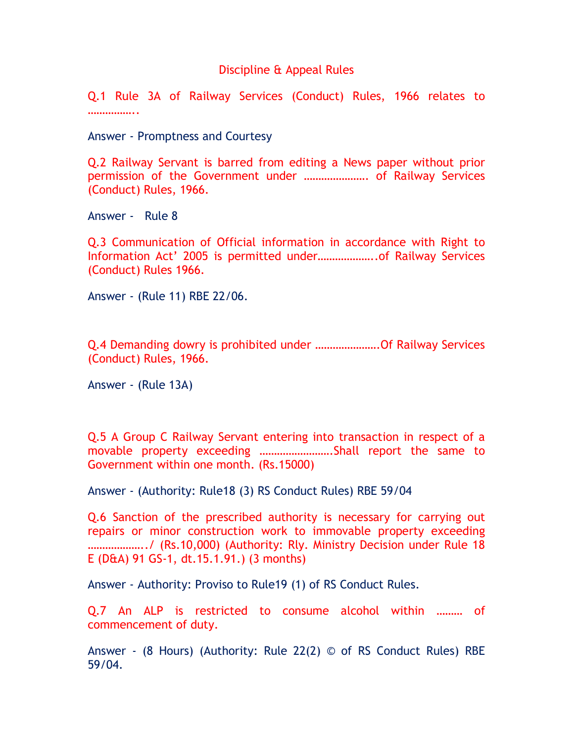# Discipline & Appeal Rules

Q.1 Rule 3A of Railway Services (Conduct) Rules, 1966 relates to ……………..

Answer - Promptness and Courtesy

Q.2 Railway Servant is barred from editing a News paper without prior permission of the Government under …………………. of Railway Services (Conduct) Rules, 1966.

Answer - Rule 8

Q.3 Communication of Official information in accordance with Right to Information Act' 2005 is permitted under………………..of Railway Services (Conduct) Rules 1966.

Answer - (Rule 11) RBE 22/06.

Q.4 Demanding dowry is prohibited under ………………….Of Railway Services (Conduct) Rules, 1966.

Answer - (Rule 13A)

Q.5 A Group C Railway Servant entering into transaction in respect of a movable property exceeding …………………….Shall report the same to Government within one month. (Rs.15000)

Answer - (Authority: Rule18 (3) RS Conduct Rules) RBE 59/04

Q.6 Sanction of the prescribed authority is necessary for carrying out repairs or minor construction work to immovable property exceeding ………………../ (Rs.10,000) (Authority: Rly. Ministry Decision under Rule 18 E (D&A) 91 GS-1, dt.15.1.91.) (3 months)

Answer - Authority: Proviso to Rule19 (1) of RS Conduct Rules.

Q.7 An ALP is restricted to consume alcohol within ……… of commencement of duty.

Answer - (8 Hours) (Authority: Rule 22(2) © of RS Conduct Rules) RBE 59/04.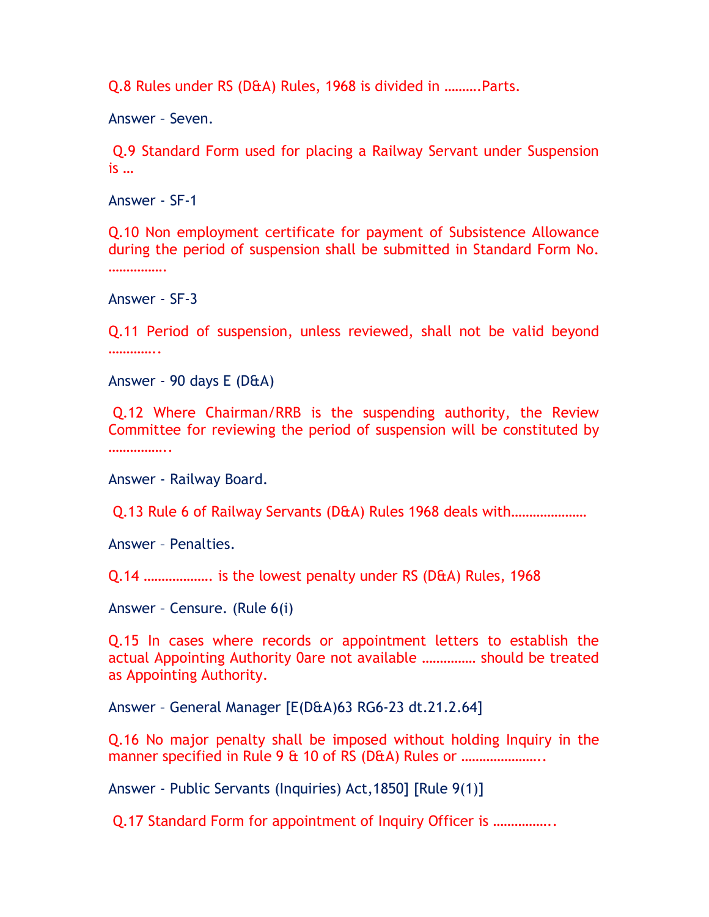Q.8 Rules under RS (D&A) Rules, 1968 is divided in ……….Parts.

Answer – Seven.

Q.9 Standard Form used for placing a Railway Servant under Suspension is …

Answer - SF-1

Q.10 Non employment certificate for payment of Subsistence Allowance during the period of suspension shall be submitted in Standard Form No. …………….

Answer - SF-3

Q.11 Period of suspension, unless reviewed, shall not be valid beyond …………..

Answer - 90 days E (D&A)

Q.12 Where Chairman/RRB is the suspending authority, the Review Committee for reviewing the period of suspension will be constituted by ……………..

Answer - Railway Board.

Q.13 Rule 6 of Railway Servants (D&A) Rules 1968 deals with…………………

Answer – Penalties.

Q.14 ………………. is the lowest penalty under RS (D&A) Rules, 1968

Answer – Censure. (Rule 6(i)

Q.15 In cases where records or appointment letters to establish the actual Appointing Authority 0are not available …………… should be treated as Appointing Authority.

Answer – General Manager [E(D&A)63 RG6-23 dt.21.2.64]

Q.16 No major penalty shall be imposed without holding Inquiry in the manner specified in Rule 9 & 10 of RS (D&A) Rules or …………………..

Answer - Public Servants (Inquiries) Act,1850] [Rule 9(1)]

Q.17 Standard Form for appointment of Inquiry Officer is ……………..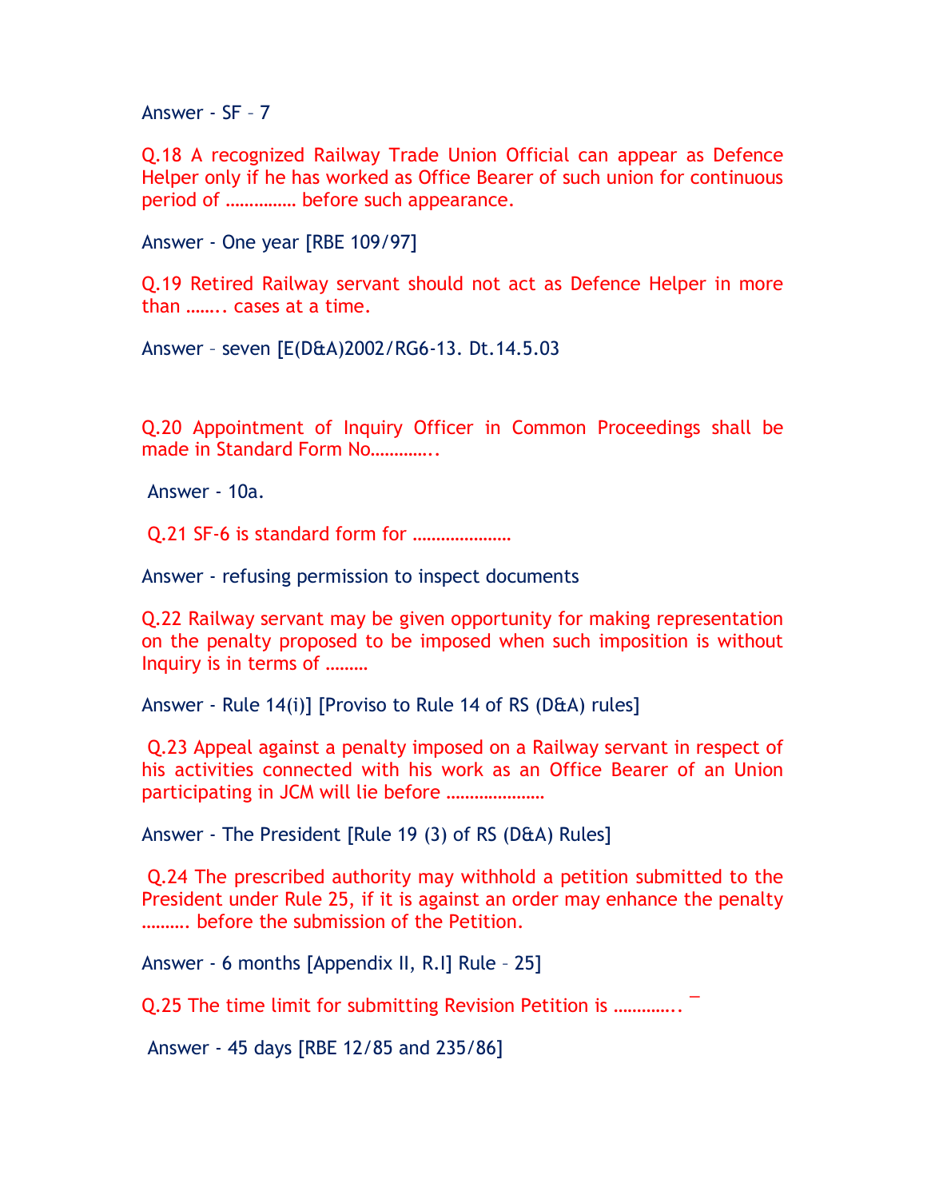Answer - SF – 7

Q.18 A recognized Railway Trade Union Official can appear as Defence Helper only if he has worked as Office Bearer of such union for continuous period of …………… before such appearance.

Answer - One year [RBE 109/97]

Q.19 Retired Railway servant should not act as Defence Helper in more than …….. cases at a time.

Answer – seven [E(D&A)2002/RG6-13. Dt.14.5.03

Q.20 Appointment of Inquiry Officer in Common Proceedings shall be made in Standard Form No…………..

Answer - 10a.

Q.21 SF-6 is standard form for …………………

Answer - refusing permission to inspect documents

Q.22 Railway servant may be given opportunity for making representation on the penalty proposed to be imposed when such imposition is without Inquiry is in terms of ………

Answer - Rule 14(i)] [Proviso to Rule 14 of RS (D&A) rules]

Q.23 Appeal against a penalty imposed on a Railway servant in respect of his activities connected with his work as an Office Bearer of an Union participating in JCM will lie before …………………

Answer - The President [Rule 19 (3) of RS (D&A) Rules]

Q.24 The prescribed authority may withhold a petition submitted to the President under Rule 25, if it is against an order may enhance the penalty ………. before the submission of the Petition.

Answer - 6 months [Appendix II, R.I] Rule – 25]

Q.25 The time limit for submitting Revision Petition is …………..

Answer - 45 days [RBE 12/85 and 235/86]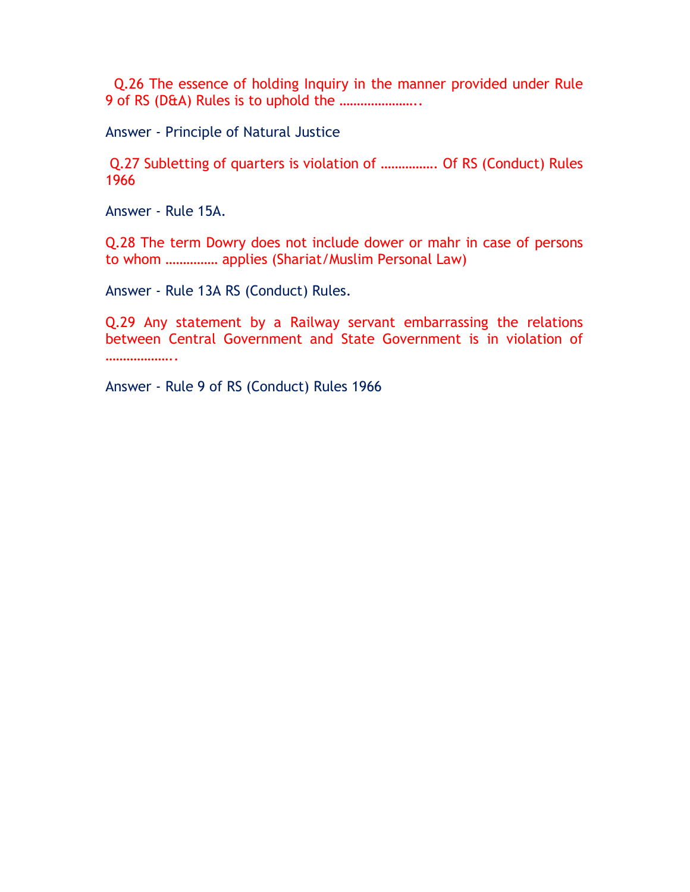Q.26 The essence of holding Inquiry in the manner provided under Rule 9 of RS (D&A) Rules is to uphold the …………………..

Answer - Principle of Natural Justice

Q.27 Subletting of quarters is violation of ……………. Of RS (Conduct) Rules 1966

Answer - Rule 15A.

Q.28 The term Dowry does not include dower or mahr in case of persons to whom …………… applies (Shariat/Muslim Personal Law)

Answer - Rule 13A RS (Conduct) Rules.

Q.29 Any statement by a Railway servant embarrassing the relations between Central Government and State Government is in violation of ………………..

Answer - Rule 9 of RS (Conduct) Rules 1966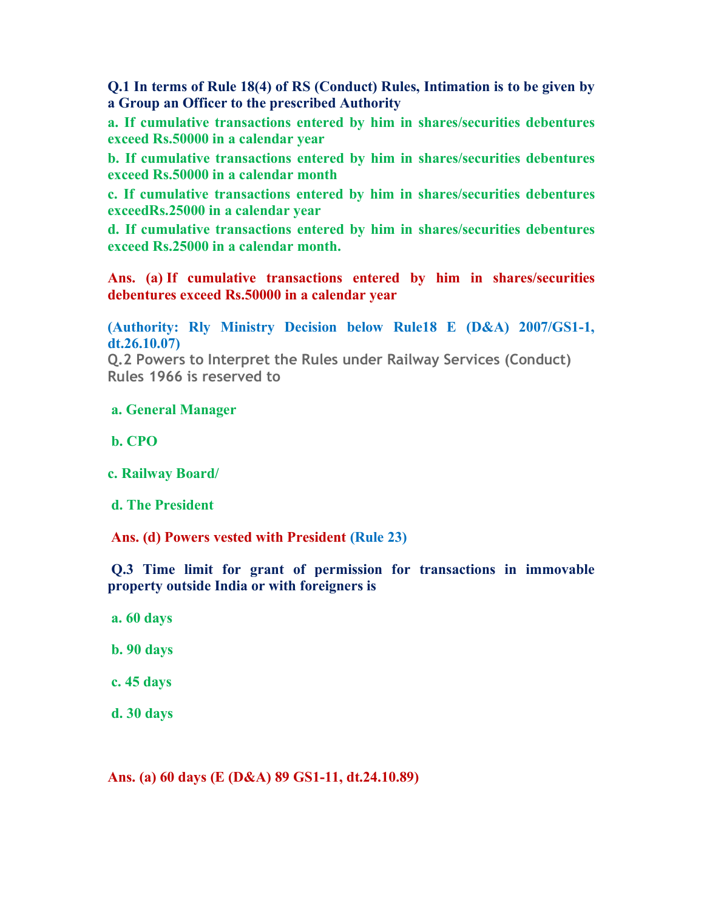**Q.1 In terms of Rule 18(4) of RS (Conduct) Rules, Intimation is to be given by a Group an Officer to the prescribed Authority**

**a. If cumulative transactions entered by him in shares/securities debentures exceed Rs.50000 in a calendar year**

**b. If cumulative transactions entered by him in shares/securities debentures exceed Rs.50000 in a calendar month**

**c. If cumulative transactions entered by him in shares/securities debentures exceedRs.25000 in a calendar year**

**d. If cumulative transactions entered by him in shares/securities debentures exceed Rs.25000 in a calendar month.**

**Ans. (a) If cumulative transactions entered by him in shares/securities debentures exceed Rs.50000 in a calendar year**

**(Authority: Rly Ministry Decision below Rule18 E (D&A) 2007/GS1-1, dt.26.10.07)**

**Q.2 Powers to Interpret the Rules under Railway Services (Conduct) Rules 1966 is reserved to**

**a. General Manager**

**b. CPO**

**c. Railway Board/**

**d. The President**

**Ans. (d) Powers vested with President (Rule 23)**

**Q.3 Time limit for grant of permission for transactions in immovable property outside India or with foreigners is**

**a. 60 days**

**b. 90 days**

**c. 45 days**

**d. 30 days**

**Ans. (a) 60 days (E (D&A) 89 GS1-11, dt.24.10.89)**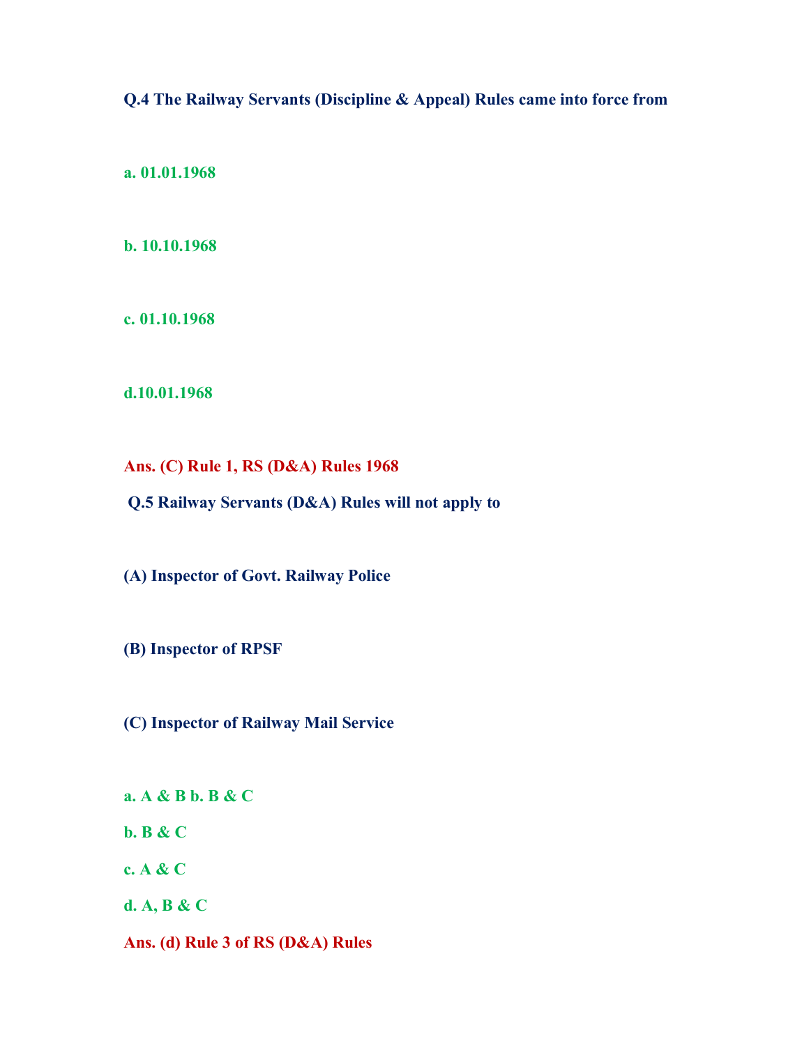**Q.4 The Railway Servants (Discipline & Appeal) Rules came into force from**

**a. 01.01.1968**

**b. 10.10.1968**

**c. 01.10.1968**

**d.10.01.1968**

**Ans. (C) Rule 1, RS (D&A) Rules 1968**

**Q.5 Railway Servants (D&A) Rules will not apply to**

**(A) Inspector of Govt. Railway Police**

**(B) Inspector of RPSF**

**(C) Inspector of Railway Mail Service**

**a. A & B b. B & C**

**b. B & C**

**c. A & C**

**d. A, B & C**

**Ans. (d) Rule 3 of RS (D&A) Rules**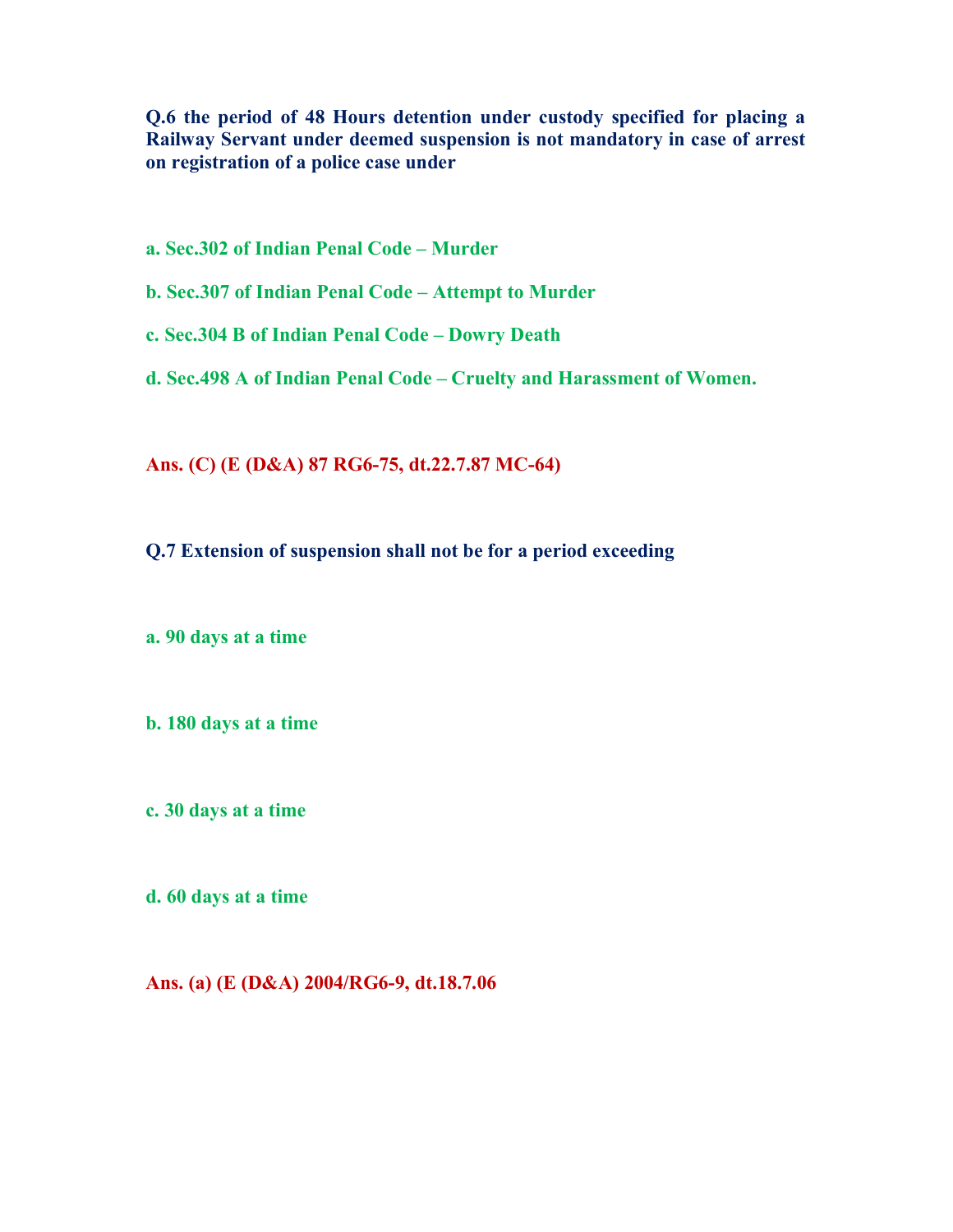**Q.6 the period of 48 Hours detention under custody specified for placing a Railway Servant under deemed suspension is not mandatory in case of arrest on registration of a police case under**

**a. Sec.302 of Indian Penal Code – Murder**

**b. Sec.307 of Indian Penal Code – Attempt to Murder**

**c. Sec.304 B of Indian Penal Code – Dowry Death**

**d. Sec.498 A of Indian Penal Code – Cruelty and Harassment of Women.**

**Ans. (C) (E (D&A) 87 RG6-75, dt.22.7.87 MC-64)**

**Q.7 Extension of suspension shall not be for a period exceeding**

**a. 90 days at a time**

**b. 180 days at a time**

**c. 30 days at a time**

**d. 60 days at a time**

**Ans. (a) (E (D&A) 2004/RG6-9, dt.18.7.06**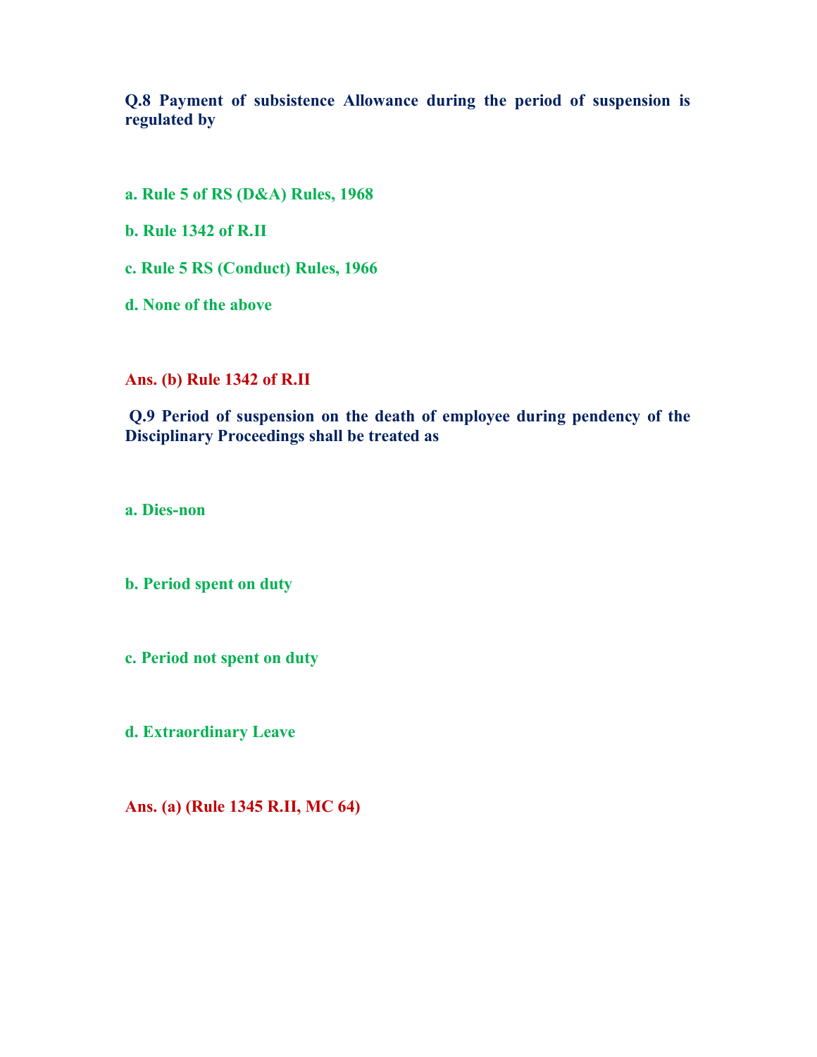**Q.8 Payment of subsistence Allowance during the period of suspension is regulated by**

**a. Rule 5 of RS (D&A) Rules, 1968**

**b. Rule 1342 of R.II**

**c. Rule 5 RS (Conduct) Rules, 1966**

**d. None of the above**

**Ans. (b) Rule 1342 of R.II**

**Q.9 Period of suspension on the death of employee during pendency of the Disciplinary Proceedings shall be treated as**

**a. Dies-non**

**b. Period spent on duty**

**c. Period not spent on duty**

**d. Extraordinary Leave**

**Ans. (a) (Rule 1345 R.II, MC 64)**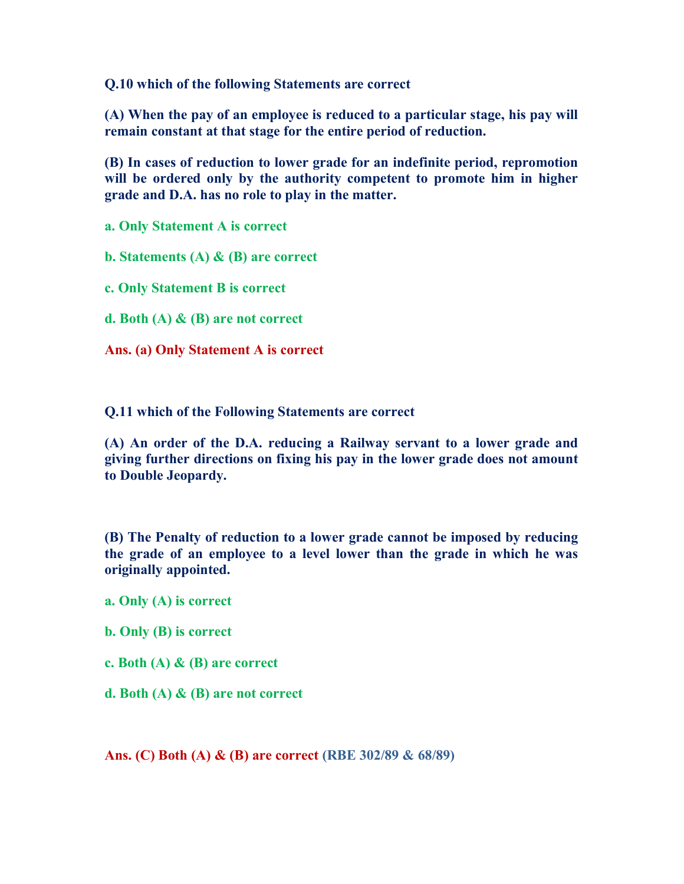**Q.10 which of the following Statements are correct**

**(A) When the pay of an employee is reduced to a particular stage, his pay will remain constant at that stage for the entire period of reduction.**

**(B) In cases of reduction to lower grade for an indefinite period, repromotion will be ordered only by the authority competent to promote him in higher grade and D.A. has no role to play in the matter.**

**a. Only Statement A is correct**

**b. Statements (A) & (B) are correct**

**c. Only Statement B is correct**

**d. Both (A) & (B) are not correct**

**Ans. (a) Only Statement A is correct**

**Q.11 which of the Following Statements are correct**

**(A) An order of the D.A. reducing a Railway servant to a lower grade and giving further directions on fixing his pay in the lower grade does not amount to Double Jeopardy.**

**(B) The Penalty of reduction to a lower grade cannot be imposed by reducing the grade of an employee to a level lower than the grade in which he was originally appointed.**

**a. Only (A) is correct**

**b. Only (B) is correct**

**c. Both (A) & (B) are correct**

**d. Both (A) & (B) are not correct**

**Ans. (C) Both (A) & (B) are correct (RBE 302/89 & 68/89)**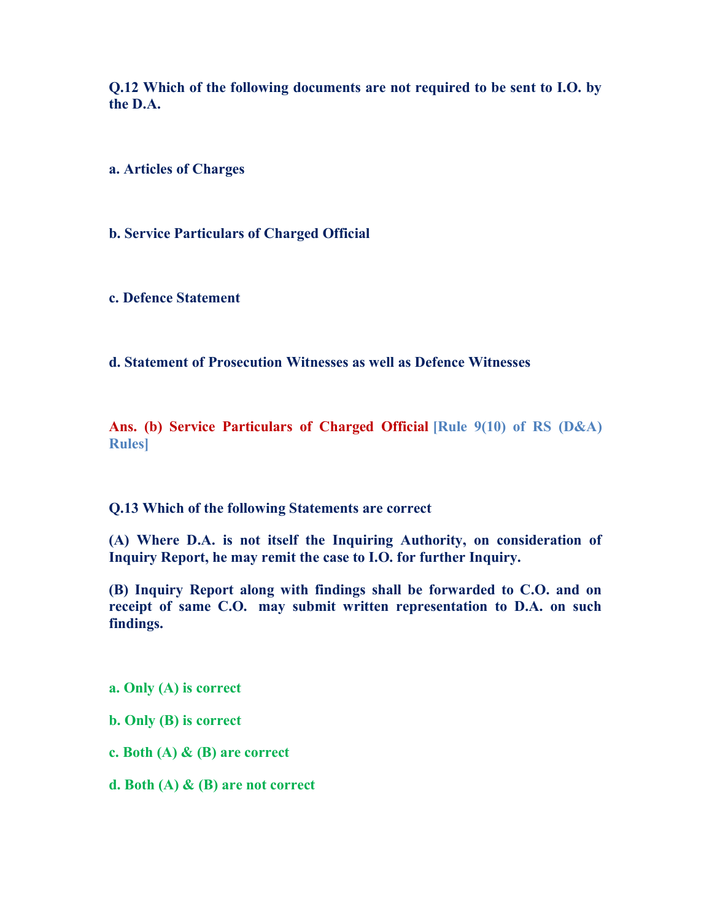**Q.12 Which of the following documents are not required to be sent to I.O. by the D.A.**

**a. Articles of Charges**

**b. Service Particulars of Charged Official**

**c. Defence Statement**

**d. Statement of Prosecution Witnesses as well as Defence Witnesses**

**Ans. (b) Service Particulars of Charged Official [Rule 9(10) of RS (D&A) Rules]**

**Q.13 Which of the following Statements are correct**

**(A) Where D.A. is not itself the Inquiring Authority, on consideration of Inquiry Report, he may remit the case to I.O. for further Inquiry.**

**(B) Inquiry Report along with findings shall be forwarded to C.O. and on receipt of same C.O. may submit written representation to D.A. on such findings.**

**a. Only (A) is correct**

**b. Only (B) is correct**

**c. Both (A) & (B) are correct**

**d. Both (A) & (B) are not correct**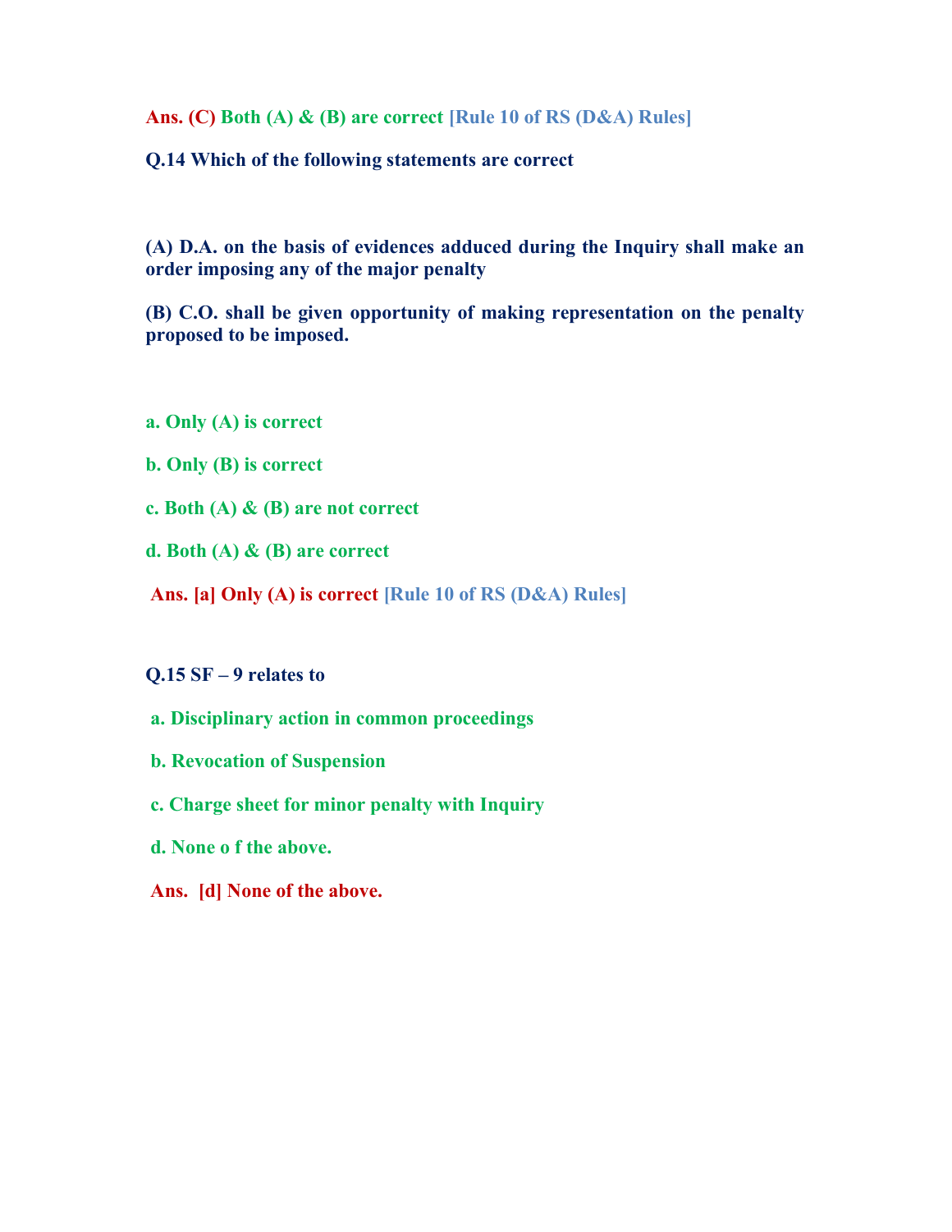**Ans. (C) Both (A) & (B) are correct [Rule 10 of RS (D&A) Rules]**

**Q.14 Which of the following statements are correct**

**(A) D.A. on the basis of evidences adduced during the Inquiry shall make an order imposing any of the major penalty**

**(B) C.O. shall be given opportunity of making representation on the penalty proposed to be imposed.**

**a. Only (A) is correct**

**b. Only (B) is correct**

**c. Both (A) & (B) are not correct**

**d. Both (A) & (B) are correct**

**Ans. [a] Only (A) is correct [Rule 10 of RS (D&A) Rules]**

**Q.15 SF – 9 relates to**

**a. Disciplinary action in common proceedings**

**b. Revocation of Suspension**

**c. Charge sheet for minor penalty with Inquiry**

**d. None o f the above.**

**Ans. [d] None of the above.**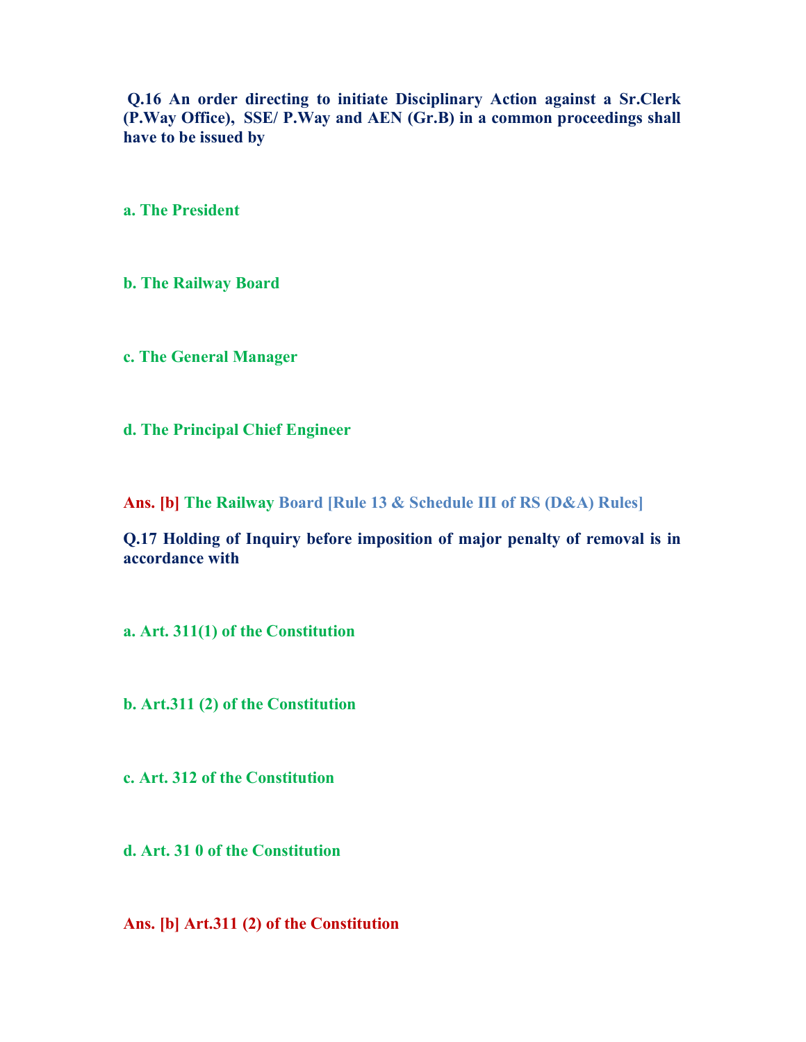**Q.16 An order directing to initiate Disciplinary Action against a Sr.Clerk (P.Way Office), SSE/ P.Way and AEN (Gr.B) in a common proceedings shall have to be issued by**

**a. The President**

**b. The Railway Board**

**c. The General Manager**

**d. The Principal Chief Engineer**

**Ans. [b] The Railway Board [Rule 13 & Schedule III of RS (D&A) Rules]**

**Q.17 Holding of Inquiry before imposition of major penalty of removal is in accordance with**

**a. Art. 311(1) of the Constitution**

**b. Art.311 (2) of the Constitution**

**c. Art. 312 of the Constitution**

**d. Art. 31 0 of the Constitution**

**Ans. [b] Art.311 (2) of the Constitution**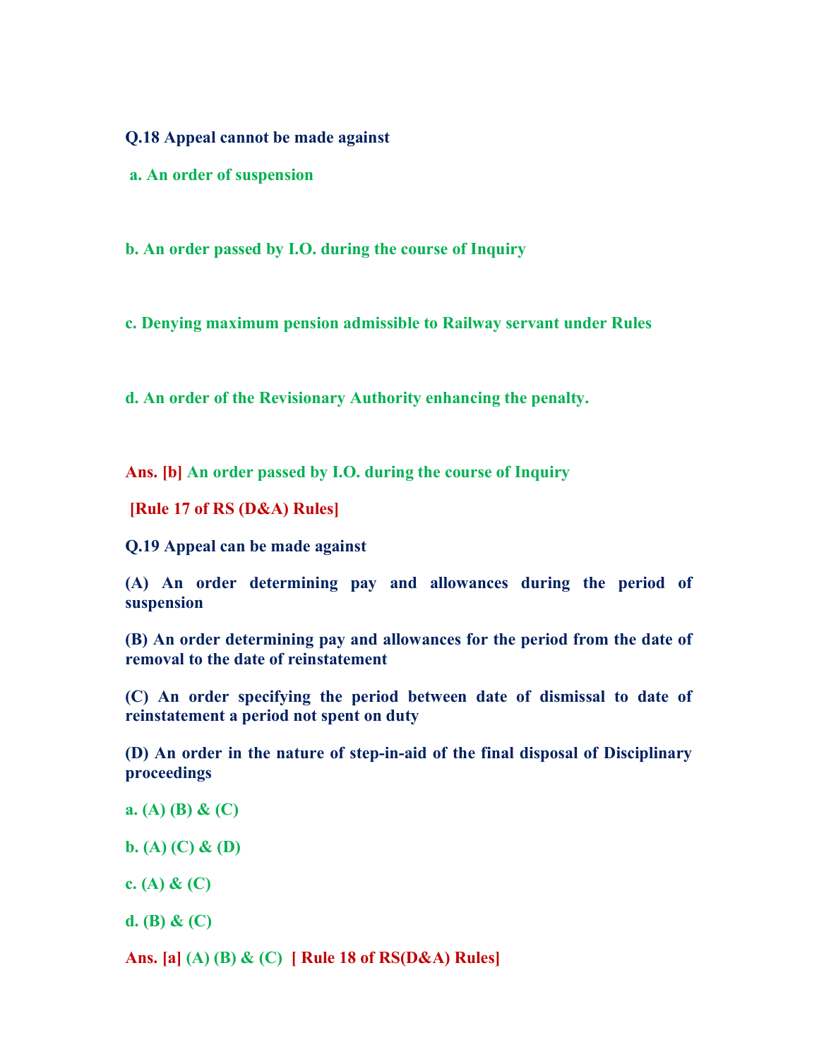**Q.18 Appeal cannot be made against**

**a. An order of suspension**

**b. An order passed by I.O. during the course of Inquiry**

**c. Denying maximum pension admissible to Railway servant under Rules**

**d. An order of the Revisionary Authority enhancing the penalty.**

**Ans. [b] An order passed by I.O. during the course of Inquiry**

**[Rule 17 of RS (D&A) Rules]**

**Q.19 Appeal can be made against**

**(A) An order determining pay and allowances during the period of suspension**

**(B) An order determining pay and allowances for the period from the date of removal to the date of reinstatement**

**(C) An order specifying the period between date of dismissal to date of reinstatement a period not spent on duty**

**(D) An order in the nature of step-in-aid of the final disposal of Disciplinary proceedings**

**a. (A) (B) & (C)**

**b. (A) (C) & (D)**

**c. (A) & (C)**

**d. (B) & (C)**

**Ans. [a] (A) (B) & (C) [ Rule 18 of RS(D&A) Rules]**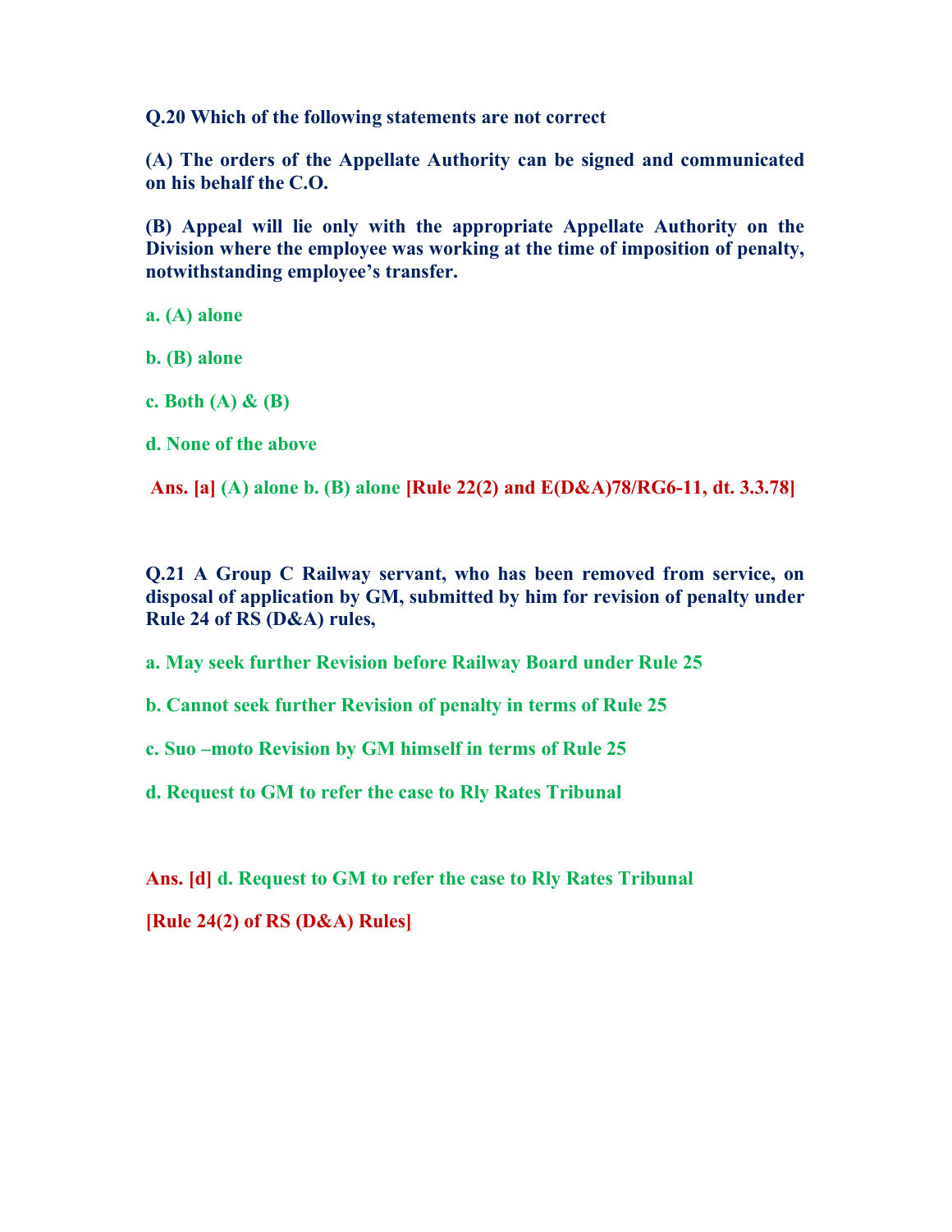**Q.20 Which of the following statements are not correct**

**(A) The orders of the Appellate Authority can be signed and communicated on his behalf the C.O.**

**(B) Appeal will lie only with the appropriate Appellate Authority on the Division where the employee was working at the time of imposition of penalty, notwithstanding employee's transfer.**

**a. (A) alone**

**b. (B) alone**

**c. Both (A) & (B)**

**d. None of the above**

**Ans. [a] (A) alone b. (B) alone [Rule 22(2) and E(D&A)78/RG6-11, dt. 3.3.78]**

**Q.21 A Group C Railway servant, who has been removed from service, on disposal of application by GM, submitted by him for revision of penalty under Rule 24 of RS (D&A) rules,**

**a. May seek further Revision before Railway Board under Rule 25**

**b. Cannot seek further Revision of penalty in terms of Rule 25**

**c. Suo –moto Revision by GM himself in terms of Rule 25**

**d. Request to GM to refer the case to Rly Rates Tribunal**

**Ans. [d] d. Request to GM to refer the case to Rly Rates Tribunal**

**[Rule 24(2) of RS (D&A) Rules]**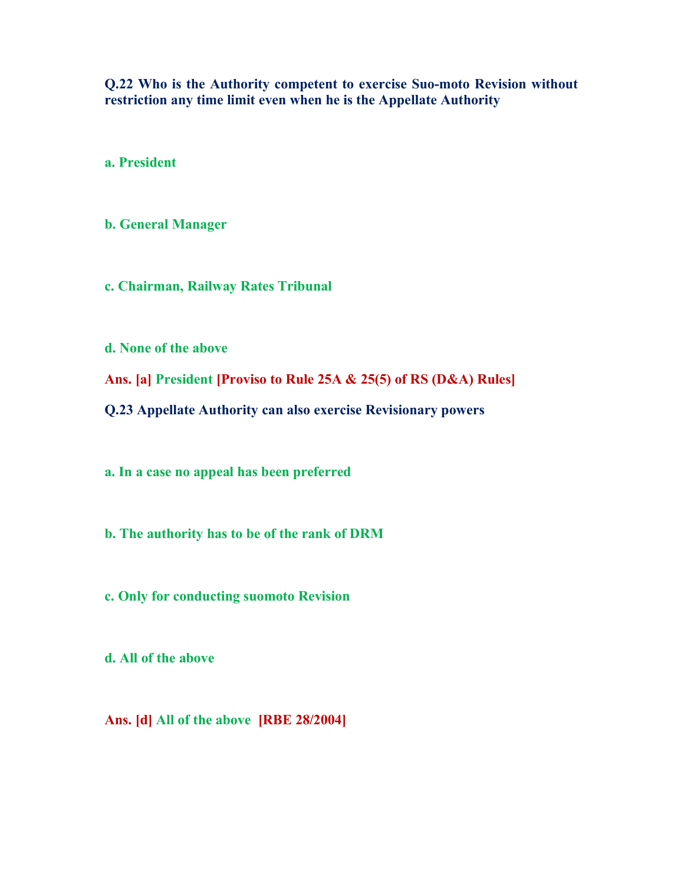**Q.22 Who is the Authority competent to exercise Suo-moto Revision without restriction any time limit even when he is the Appellate Authority**

**a. President**

**b. General Manager**

**c. Chairman, Railway Rates Tribunal**

**d. None of the above**

**Ans. [a] President [Proviso to Rule 25A & 25(5) of RS (D&A) Rules]**

**Q.23 Appellate Authority can also exercise Revisionary powers**

**a. In a case no appeal has been preferred**

**b. The authority has to be of the rank of DRM**

**c. Only for conducting suomoto Revision**

**d. All of the above**

**Ans. [d] All of the above [RBE 28/2004]**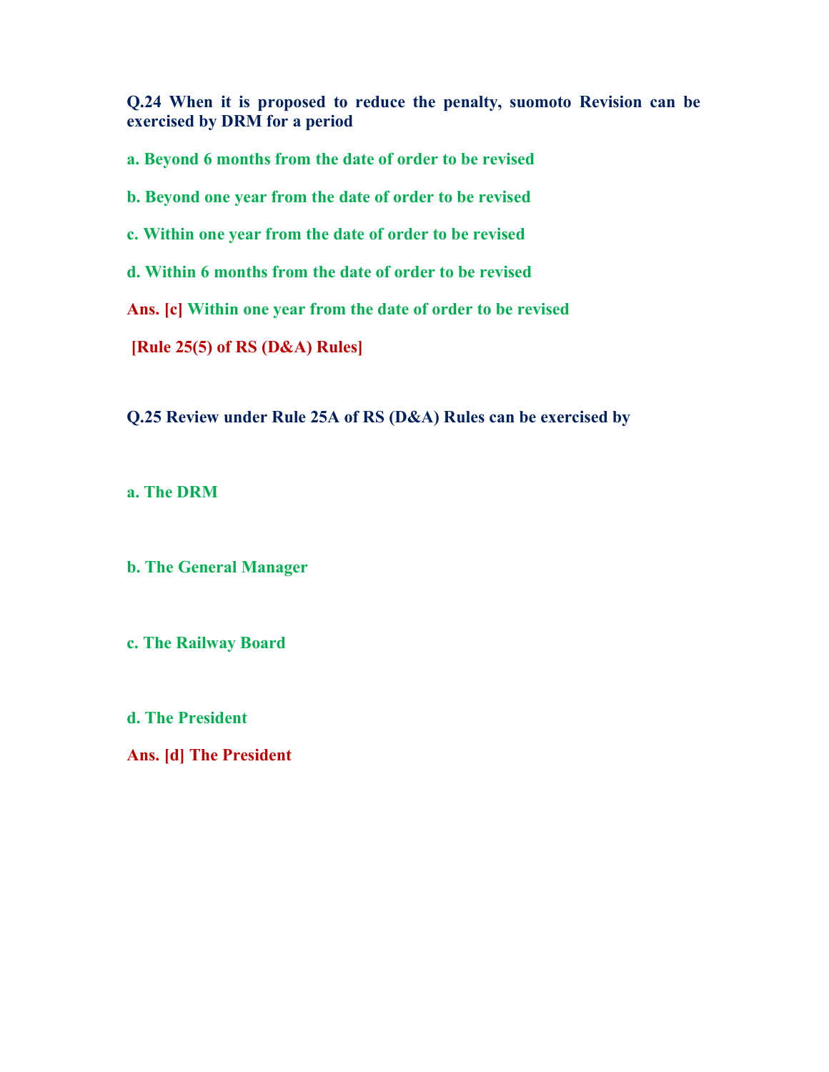**Q.24 When it is proposed to reduce the penalty, suomoto Revision can be exercised by DRM for a period**

**a. Beyond 6 months from the date of order to be revised**

**b. Beyond one year from the date of order to be revised**

**c. Within one year from the date of order to be revised**

**d. Within 6 months from the date of order to be revised**

**Ans. [c] Within one year from the date of order to be revised**

**[Rule 25(5) of RS (D&A) Rules]**

**Q.25 Review under Rule 25A of RS (D&A) Rules can be exercised by**

**a. The DRM**

**b. The General Manager**

**c. The Railway Board**

**d. The President**

**Ans. [d] The President**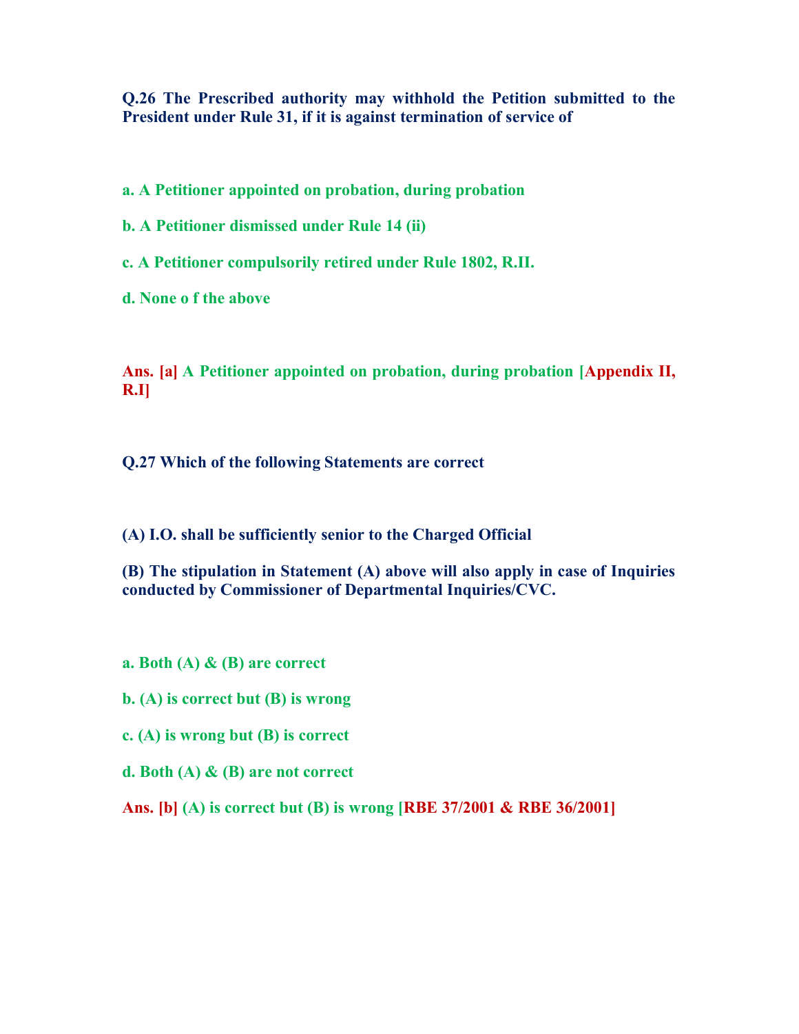**Q.26 The Prescribed authority may withhold the Petition submitted to the President under Rule 31, if it is against termination of service of**

**a. A Petitioner appointed on probation, during probation**

**b. A Petitioner dismissed under Rule 14 (ii)**

**c. A Petitioner compulsorily retired under Rule 1802, R.II.**

**d. None o f the above**

**Ans. [a] A Petitioner appointed on probation, during probation [Appendix II, R.I]**

**Q.27 Which of the following Statements are correct**

**(A) I.O. shall be sufficiently senior to the Charged Official**

**(B) The stipulation in Statement (A) above will also apply in case of Inquiries conducted by Commissioner of Departmental Inquiries/CVC.**

**a. Both (A) & (B) are correct**

**b. (A) is correct but (B) is wrong**

**c. (A) is wrong but (B) is correct**

**d. Both (A) & (B) are not correct**

**Ans. [b] (A) is correct but (B) is wrong [RBE 37/2001 & RBE 36/2001]**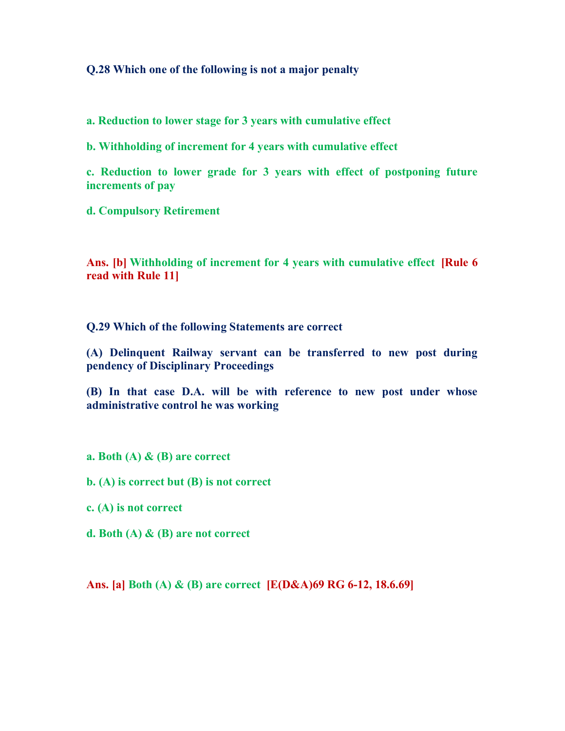**Q.28 Which one of the following is not a major penalty**

**a. Reduction to lower stage for 3 years with cumulative effect**

**b. Withholding of increment for 4 years with cumulative effect**

**c. Reduction to lower grade for 3 years with effect of postponing future increments of pay**

**d. Compulsory Retirement**

**Ans. [b] Withholding of increment for 4 years with cumulative effect [Rule 6 read with Rule 11]**

**Q.29 Which of the following Statements are correct**

**(A) Delinquent Railway servant can be transferred to new post during pendency of Disciplinary Proceedings**

**(B) In that case D.A. will be with reference to new post under whose administrative control he was working**

**a. Both (A) & (B) are correct**

**b. (A) is correct but (B) is not correct**

**c. (A) is not correct**

**d. Both (A) & (B) are not correct**

**Ans. [a] Both (A) & (B) are correct [E(D&A)69 RG 6-12, 18.6.69]**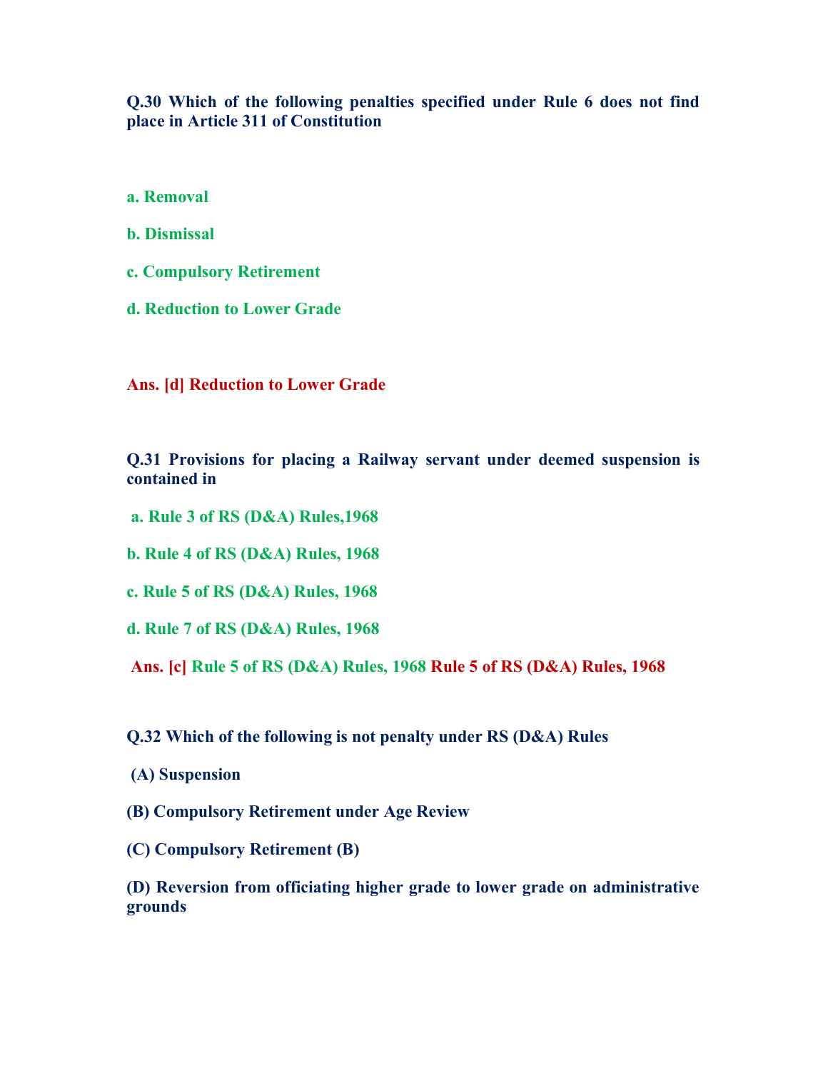**Q.30 Which of the following penalties specified under Rule 6 does not find place in Article 311 of Constitution**

**a. Removal**

**b. Dismissal**

**c. Compulsory Retirement**

**d. Reduction to Lower Grade**

**Ans. [d] Reduction to Lower Grade**

**Q.31 Provisions for placing a Railway servant under deemed suspension is contained in**

**a. Rule 3 of RS (D&A) Rules,1968**

**b. Rule 4 of RS (D&A) Rules, 1968**

**c. Rule 5 of RS (D&A) Rules, 1968**

**d. Rule 7 of RS (D&A) Rules, 1968**

**Ans. [c] Rule 5 of RS (D&A) Rules, 1968 Rule 5 of RS (D&A) Rules, 1968**

**Q.32 Which of the following is not penalty under RS (D&A) Rules**

**(A) Suspension**

**(B) Compulsory Retirement under Age Review**

**(C) Compulsory Retirement (B)**

**(D) Reversion from officiating higher grade to lower grade on administrative grounds**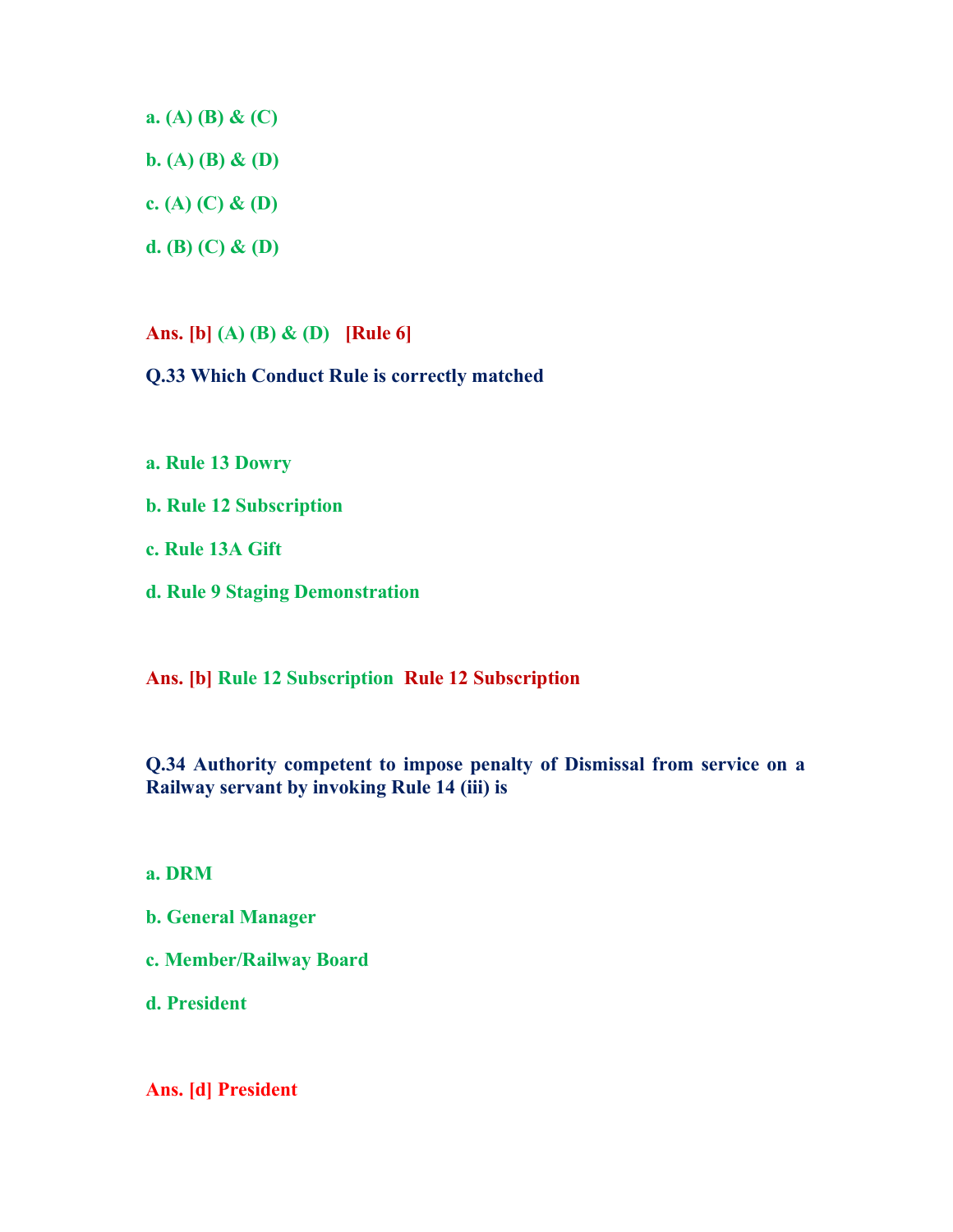a. (A) (B) & (C)

b. (A) (B) & (D)

c. (A) (C) & (D)

d. (B) (C) & (D)

**Ans. [b] (A) (B) & (D) [Rule 6]**

**Q.33 Which Conduct Rule is correctly matched**

a. Rule 13 Dowry

b. Rule 12 Subscription

c. Rule 13A Gift

d. Rule 9 Staging Demonstration

**Ans. [b] Rule 12 Subscription Rule 12 Subscription**

**Q.34 Authority competent to impose penalty of Dismissal from service on a Railway servant by invoking Rule 14 (iii) is**

a. DRM

b. General Manager

c. Member/Railway Board

d. President

**Ans. [d] President**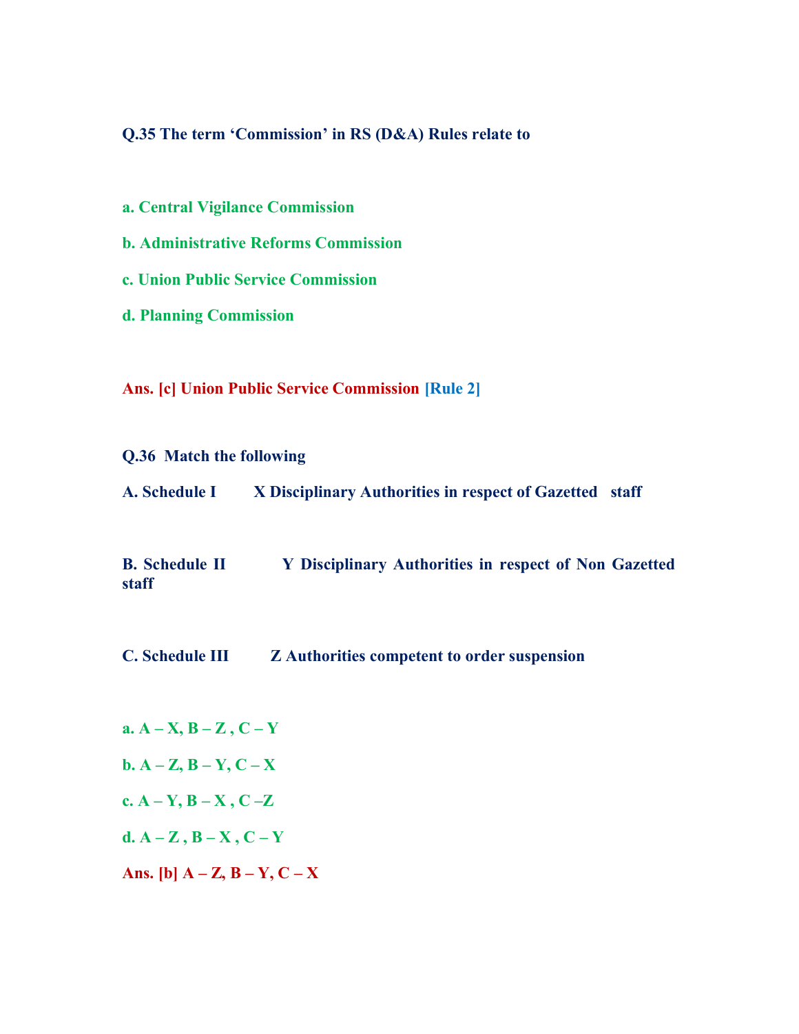**Q.35 The term 'Commission' in RS (D&A) Rules relate to**

**a. Central Vigilance Commission**

**b. Administrative Reforms Commission**

**c. Union Public Service Commission**

**d. Planning Commission**

**Ans. [c] Union Public Service Commission [Rule 2]**

**Q.36 Match the following**

**A. Schedule I X Disciplinary Authorities in respect of Gazetted staff**

**B. Schedule II Y Disciplinary Authorities in respect of Non Gazetted staff**

**C. Schedule III Z Authorities competent to order suspension**

**a. A – X, B – Z , C – Y**

**b. A – Z, B – Y, C – X**

**c. A – Y, B – X , C –Z**

**d. A – Z , B – X , C – Y**

**Ans. [b] A – Z, B – Y, C – X**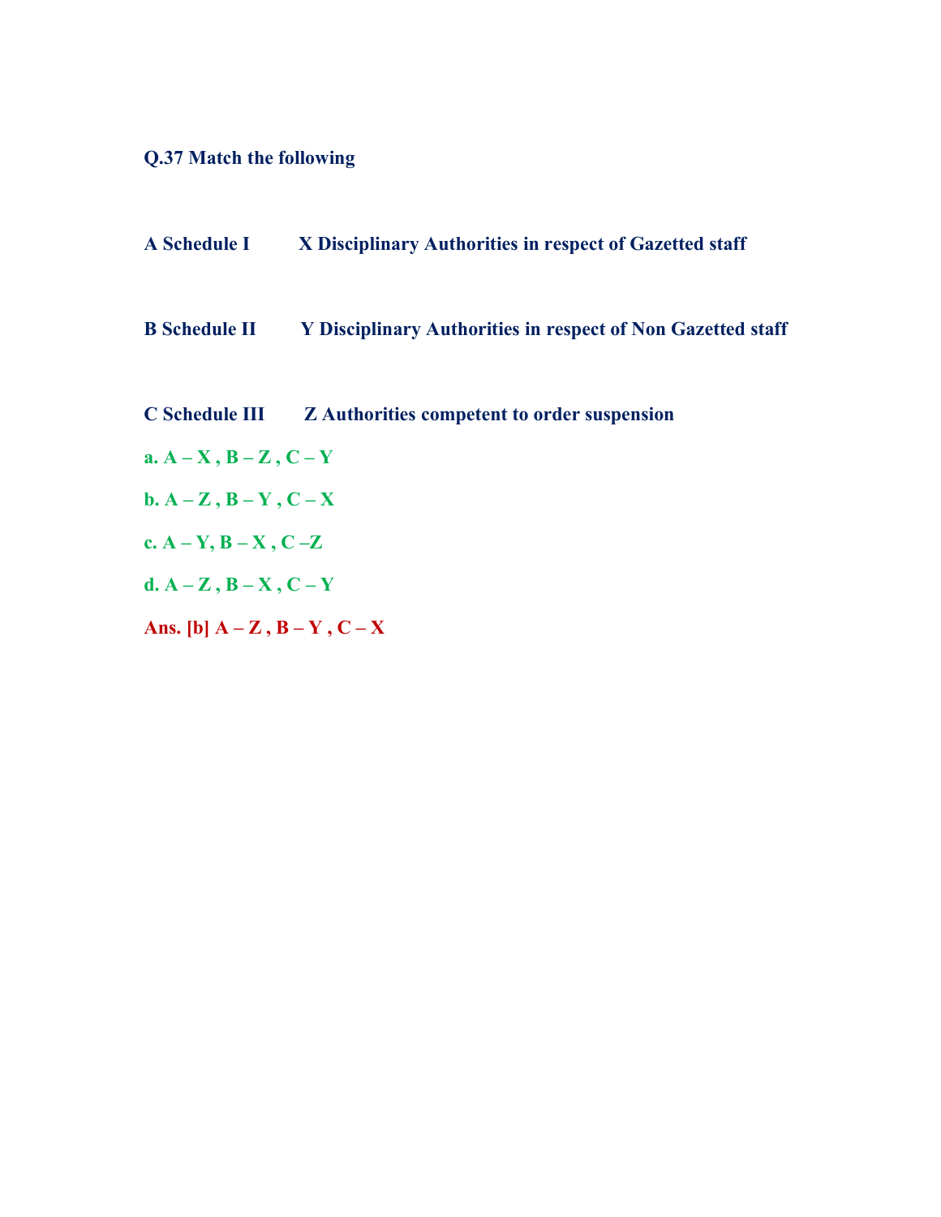**Q.37 Match the following**

**A Schedule I X Disciplinary Authorities in respect of Gazetted staff**

**B Schedule II Y Disciplinary Authorities in respect of Non Gazetted staff**

**C Schedule III Z Authorities competent to order suspension**

**a. A – X , B – Z , C – Y**

**b. A – Z , B – Y , C – X**

**c. A – Y, B – X , C –Z**

**d. A – Z , B – X , C – Y**

**Ans. [b] A – Z , B – Y , C – X**